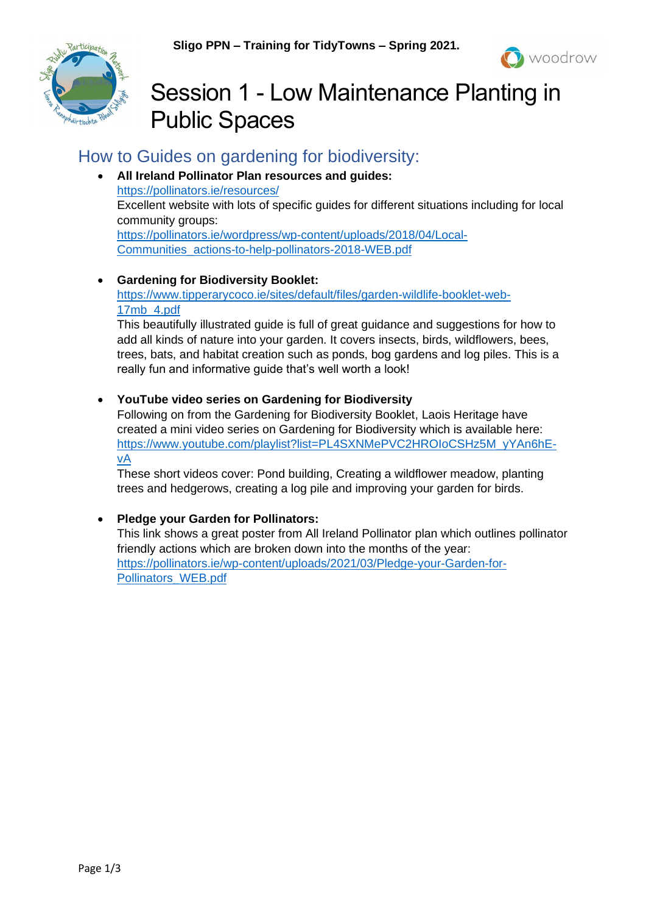**Sligo PPN – Training for TidyTowns – Spring 2021.**

# Session 1 - Low Maintenance Planting in Public Spaces

## How to Guides on gardening for biodiversity:

- **All Ireland Pollinator Plan resources and guides:**
  https://pollinators.ie/resources/
  Excellent website with lots of specific guides for different situations including for local community groups:
  https://pollinators.ie/wordpress/wp-content/uploads/2018/04/Local-Communities_actions-to-help-pollinators-2018-WEB.pdf

- **Gardening for Biodiversity Booklet:**
  https://www.tipperarycoco.ie/sites/default/files/garden-wildlife-booklet-web-17mb_4.pdf
  This beautifully illustrated guide is full of great guidance and suggestions for how to add all kinds of nature into your garden. It covers insects, birds, wildflowers, bees, trees, bats, and habitat creation such as ponds, bog gardens and log piles. This is a really fun and informative guide that's well worth a look!

- **YouTube video series on Gardening for Biodiversity**
  Following on from the Gardening for Biodiversity Booklet, Laois Heritage have created a mini video series on Gardening for Biodiversity which is available here:
  https://www.youtube.com/playlist?list=PL4SXNMePVC2HROIoCSHz5M_yYAn6hE-vA
  These short videos cover: Pond building, Creating a wildflower meadow, planting trees and hedgerows, creating a log pile and improving your garden for birds.

- **Pledge your Garden for Pollinators:**
  This link shows a great poster from All Ireland Pollinator plan which outlines pollinator friendly actions which are broken down into the months of the year:
  https://pollinators.ie/wp-content/uploads/2021/03/Pledge-your-Garden-for-Pollinators_WEB.pdf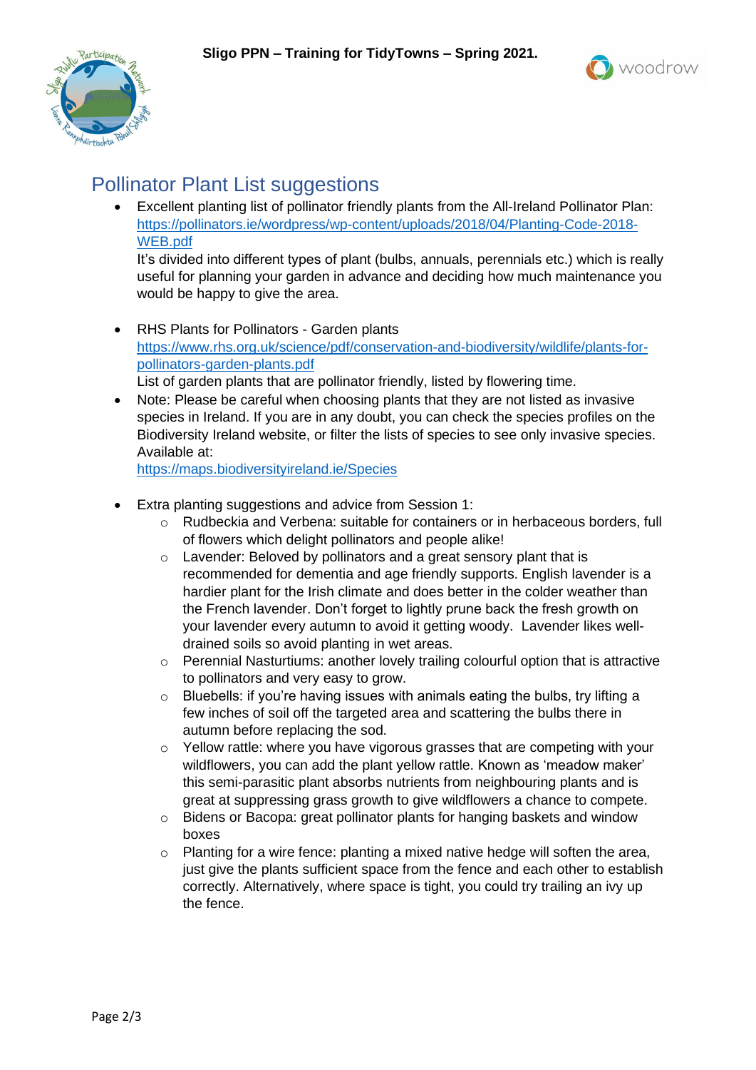## Pollinator Plant List suggestions

- Excellent planting list of pollinator friendly plants from the All-Ireland Pollinator Plan: https://pollinators.ie/wordpress/wp-content/uploads/2018/04/Planting-Code-2018-WEB.pdf
  It's divided into different types of plant (bulbs, annuals, perennials etc.) which is really useful for planning your garden in advance and deciding how much maintenance you would be happy to give the area.

- RHS Plants for Pollinators - Garden plants
  https://www.rhs.org.uk/science/pdf/conservation-and-biodiversity/wildlife/plants-for-pollinators-garden-plants.pdf
  List of garden plants that are pollinator friendly, listed by flowering time.
- Note: Please be careful when choosing plants that they are not listed as invasive species in Ireland. If you are in any doubt, you can check the species profiles on the Biodiversity Ireland website, or filter the lists of species to see only invasive species. Available at:
  https://maps.biodiversityireland.ie/Species

- Extra planting suggestions and advice from Session 1:
  - Rudbeckia and Verbena: suitable for containers or in herbaceous borders, full of flowers which delight pollinators and people alike!
  - Lavender: Beloved by pollinators and a great sensory plant that is recommended for dementia and age friendly supports. English lavender is a hardier plant for the Irish climate and does better in the colder weather than the French lavender. Don't forget to lightly prune back the fresh growth on your lavender every autumn to avoid it getting woody. Lavender likes well-drained soils so avoid planting in wet areas.
  - Perennial Nasturtiums: another lovely trailing colourful option that is attractive to pollinators and very easy to grow.
  - Bluebells: if you're having issues with animals eating the bulbs, try lifting a few inches of soil off the targeted area and scattering the bulbs there in autumn before replacing the sod.
  - Yellow rattle: where you have vigorous grasses that are competing with your wildflowers, you can add the plant yellow rattle. Known as 'meadow maker' this semi-parasitic plant absorbs nutrients from neighbouring plants and is great at suppressing grass growth to give wildflowers a chance to compete.
  - Bidens or Bacopa: great pollinator plants for hanging baskets and window boxes
  - Planting for a wire fence: planting a mixed native hedge will soften the area, just give the plants sufficient space from the fence and each other to establish correctly. Alternatively, where space is tight, you could try trailing an ivy up the fence.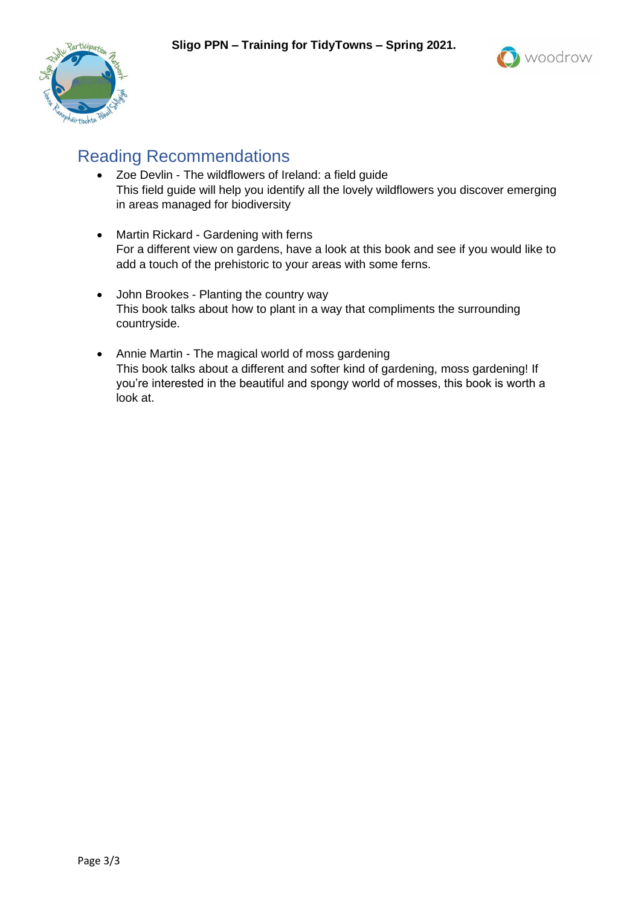## Reading Recommendations

- Zoe Devlin - The wildflowers of Ireland: a field guide
  This field guide will help you identify all the lovely wildflowers you discover emerging in areas managed for biodiversity

- Martin Rickard - Gardening with ferns
  For a different view on gardens, have a look at this book and see if you would like to add a touch of the prehistoric to your areas with some ferns.

- John Brookes - Planting the country way
  This book talks about how to plant in a way that compliments the surrounding countryside.

- Annie Martin - The magical world of moss gardening
  This book talks about a different and softer kind of gardening, moss gardening! If you're interested in the beautiful and spongy world of mosses, this book is worth a look at.